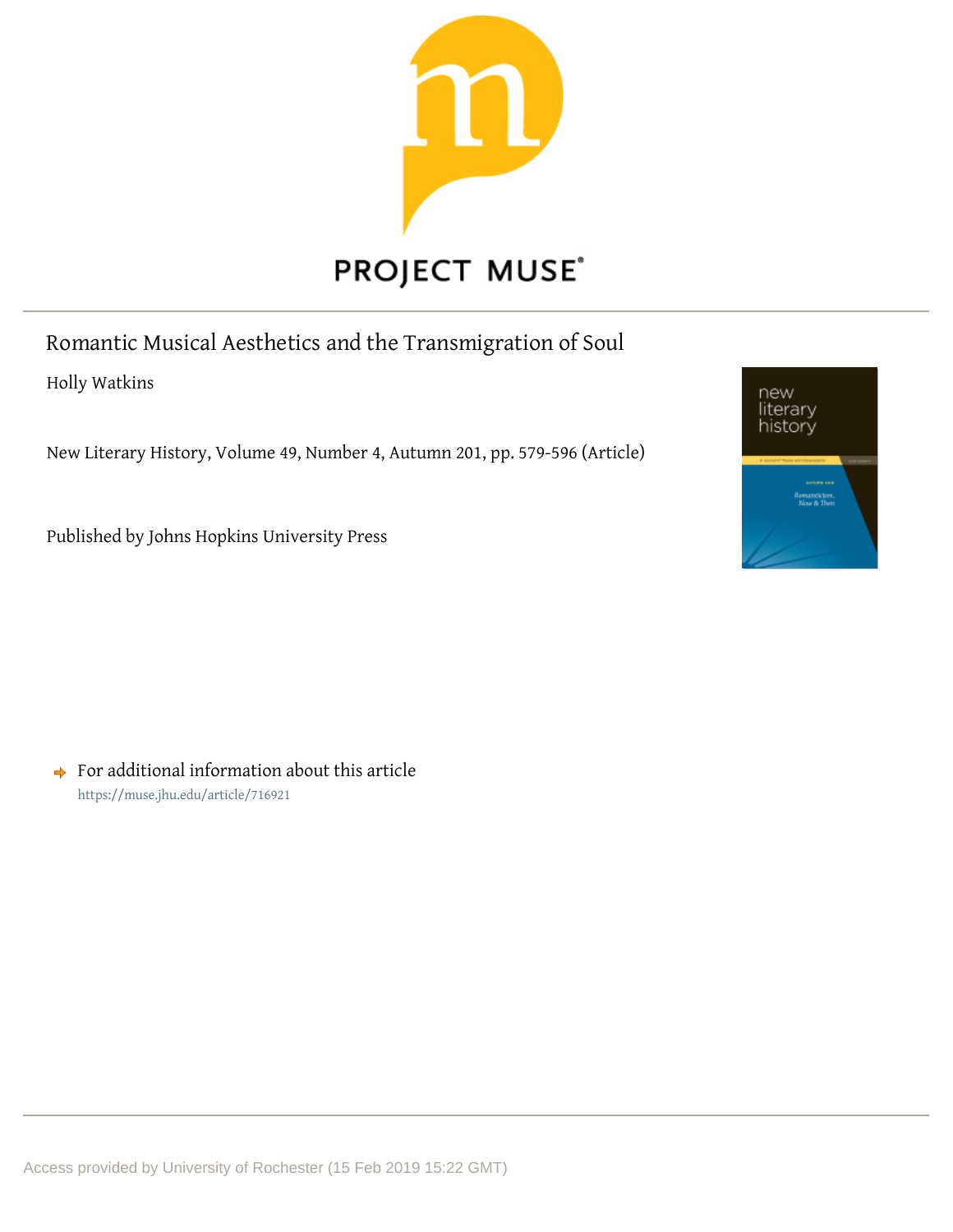# Romantic Musical Aesthetics and the Transmigration of Soul

Holly Watkins

New Literary History, Volume 49, Number 4, Autumn 201, pp. 579-596 (Article)

Published by Johns Hopkins University Press

For additional information about this article
https://muse.jhu.edu/article/716921

Access provided by University of Rochester (15 Feb 2019 15:22 GMT)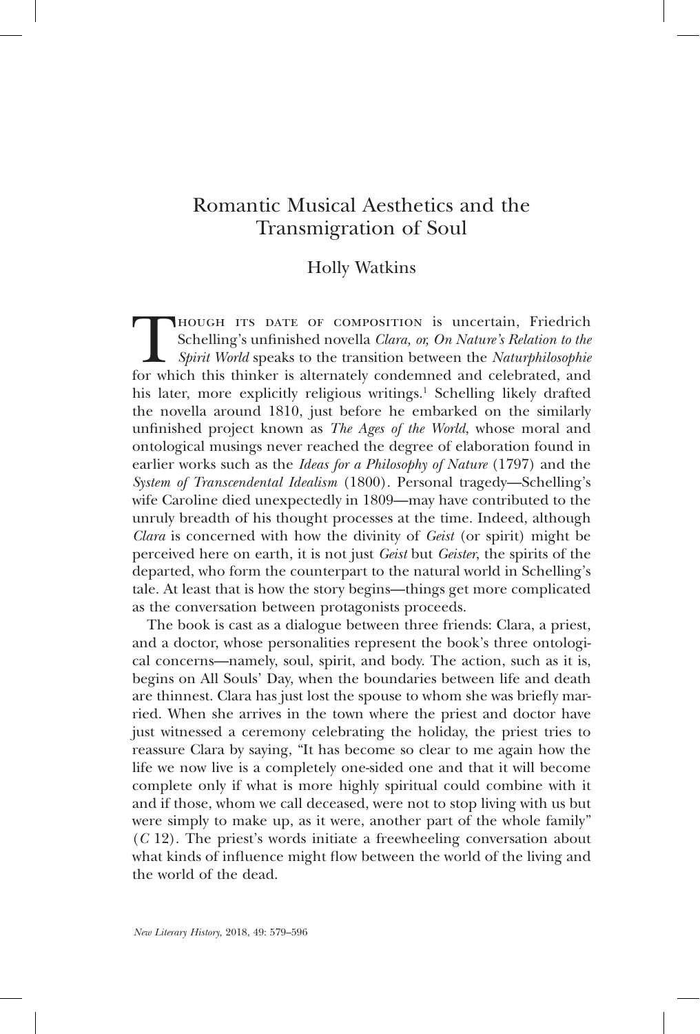# Romantic Musical Aesthetics and the Transmigration of Soul

## Holly Watkins

Though its date of composition is uncertain, Friedrich Schelling's unfinished novella *Clara, or, On Nature's Relation to the Spirit World* speaks to the transition between the *Naturphilosophie* for which this thinker is alternately condemned and celebrated, and his later, more explicitly religious writings.[1] Schelling likely drafted the novella around 1810, just before he embarked on the similarly unfinished project known as *The Ages of the World*, whose moral and ontological musings never reached the degree of elaboration found in earlier works such as the *Ideas for a Philosophy of Nature* (1797) and the *System of Transcendental Idealism* (1800). Personal tragedy—Schelling's wife Caroline died unexpectedly in 1809—may have contributed to the unruly breadth of his thought processes at the time. Indeed, although *Clara* is concerned with how the divinity of *Geist* (or spirit) might be perceived here on earth, it is not just *Geist* but *Geister*, the spirits of the departed, who form the counterpart to the natural world in Schelling's tale. At least that is how the story begins—things get more complicated as the conversation between protagonists proceeds.

The book is cast as a dialogue between three friends: Clara, a priest, and a doctor, whose personalities represent the book's three ontological concerns—namely, soul, spirit, and body. The action, such as it is, begins on All Souls' Day, when the boundaries between life and death are thinnest. Clara has just lost the spouse to whom she was briefly married. When she arrives in the town where the priest and doctor have just witnessed a ceremony celebrating the holiday, the priest tries to reassure Clara by saying, "It has become so clear to me again how the life we now live is a completely one-sided one and that it will become complete only if what is more highly spiritual could combine with it and if those, whom we call deceased, were not to stop living with us but were simply to make up, as it were, another part of the whole family" (*C* 12). The priest's words initiate a freewheeling conversation about what kinds of influence might flow between the world of the living and the world of the dead.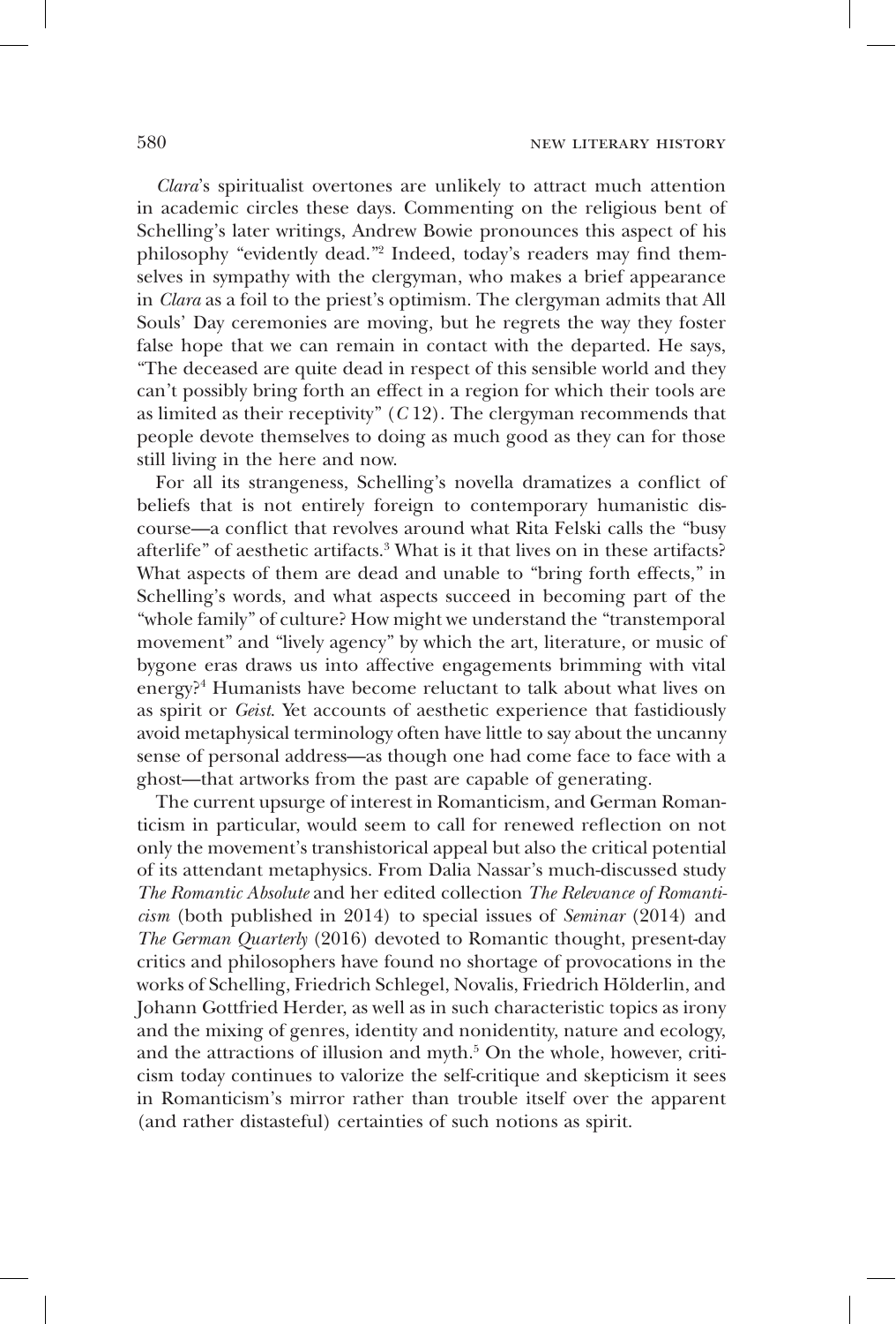*Clara*'s spiritualist overtones are unlikely to attract much attention in academic circles these days. Commenting on the religious bent of Schelling's later writings, Andrew Bowie pronounces this aspect of his philosophy "evidently dead."[2] Indeed, today's readers may find themselves in sympathy with the clergyman, who makes a brief appearance in *Clara* as a foil to the priest's optimism. The clergyman admits that All Souls' Day ceremonies are moving, but he regrets the way they foster false hope that we can remain in contact with the departed. He says, "The deceased are quite dead in respect of this sensible world and they can't possibly bring forth an effect in a region for which their tools are as limited as their receptivity" (*C* 12). The clergyman recommends that people devote themselves to doing as much good as they can for those still living in the here and now.

For all its strangeness, Schelling's novella dramatizes a conflict of beliefs that is not entirely foreign to contemporary humanistic discourse—a conflict that revolves around what Rita Felski calls the "busy afterlife" of aesthetic artifacts.[3] What is it that lives on in these artifacts? What aspects of them are dead and unable to "bring forth effects," in Schelling's words, and what aspects succeed in becoming part of the "whole family" of culture? How might we understand the "transtemporal movement" and "lively agency" by which the art, literature, or music of bygone eras draws us into affective engagements brimming with vital energy?[4] Humanists have become reluctant to talk about what lives on as spirit or *Geist*. Yet accounts of aesthetic experience that fastidiously avoid metaphysical terminology often have little to say about the uncanny sense of personal address—as though one had come face to face with a ghost—that artworks from the past are capable of generating.

The current upsurge of interest in Romanticism, and German Romanticism in particular, would seem to call for renewed reflection on not only the movement's transhistorical appeal but also the critical potential of its attendant metaphysics. From Dalia Nassar's much-discussed study *The Romantic Absolute* and her edited collection *The Relevance of Romanticism* (both published in 2014) to special issues of *Seminar* (2014) and *The German Quarterly* (2016) devoted to Romantic thought, present-day critics and philosophers have found no shortage of provocations in the works of Schelling, Friedrich Schlegel, Novalis, Friedrich Hölderlin, and Johann Gottfried Herder, as well as in such characteristic topics as irony and the mixing of genres, identity and nonidentity, nature and ecology, and the attractions of illusion and myth.[5] On the whole, however, criticism today continues to valorize the self-critique and skepticism it sees in Romanticism's mirror rather than trouble itself over the apparent (and rather distasteful) certainties of such notions as spirit.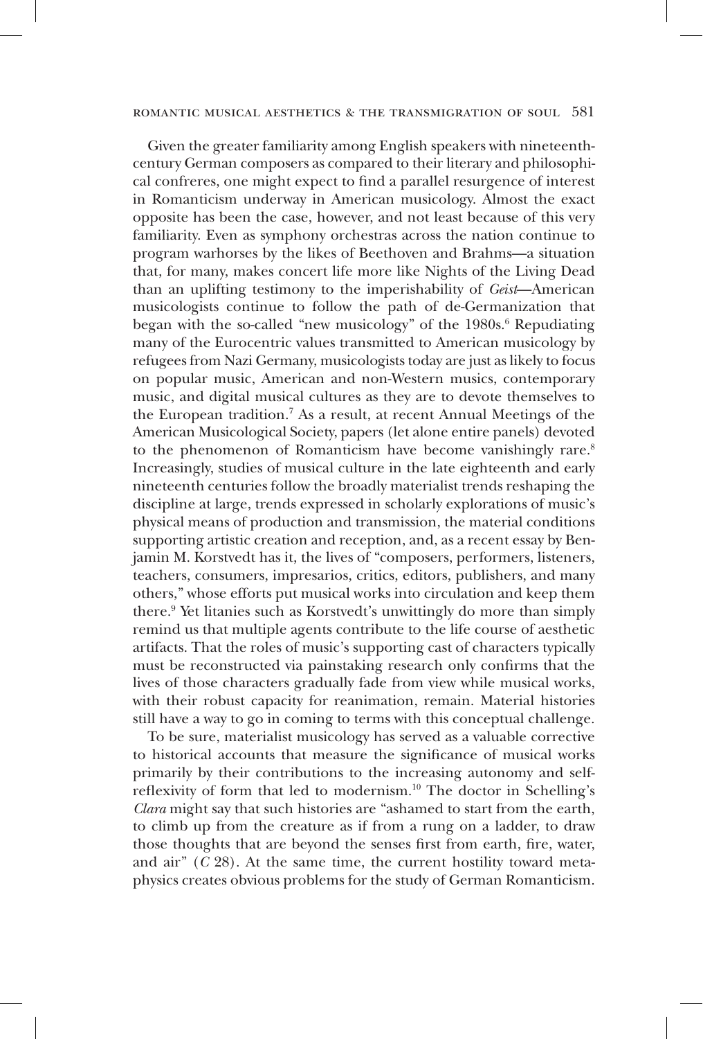Given the greater familiarity among English speakers with nineteenth-century German composers as compared to their literary and philosophical confreres, one might expect to find a parallel resurgence of interest in Romanticism underway in American musicology. Almost the exact opposite has been the case, however, and not least because of this very familiarity. Even as symphony orchestras across the nation continue to program warhorses by the likes of Beethoven and Brahms—a situation that, for many, makes concert life more like Nights of the Living Dead than an uplifting testimony to the imperishability of *Geist*—American musicologists continue to follow the path of de-Germanization that began with the so-called "new musicology" of the 1980s.[6] Repudiating many of the Eurocentric values transmitted to American musicology by refugees from Nazi Germany, musicologists today are just as likely to focus on popular music, American and non-Western musics, contemporary music, and digital musical cultures as they are to devote themselves to the European tradition.[7] As a result, at recent Annual Meetings of the American Musicological Society, papers (let alone entire panels) devoted to the phenomenon of Romanticism have become vanishingly rare.[8] Increasingly, studies of musical culture in the late eighteenth and early nineteenth centuries follow the broadly materialist trends reshaping the discipline at large, trends expressed in scholarly explorations of music's physical means of production and transmission, the material conditions supporting artistic creation and reception, and, as a recent essay by Benjamin M. Korstvedt has it, the lives of "composers, performers, listeners, teachers, consumers, impresarios, critics, editors, publishers, and many others," whose efforts put musical works into circulation and keep them there.[9] Yet litanies such as Korstvedt's unwittingly do more than simply remind us that multiple agents contribute to the life course of aesthetic artifacts. That the roles of music's supporting cast of characters typically must be reconstructed via painstaking research only confirms that the lives of those characters gradually fade from view while musical works, with their robust capacity for reanimation, remain. Material histories still have a way to go in coming to terms with this conceptual challenge.

To be sure, materialist musicology has served as a valuable corrective to historical accounts that measure the significance of musical works primarily by their contributions to the increasing autonomy and self-reflexivity of form that led to modernism.[10] The doctor in Schelling's *Clara* might say that such histories are "ashamed to start from the earth, to climb up from the creature as if from a rung on a ladder, to draw those thoughts that are beyond the senses first from earth, fire, water, and air" (*C* 28). At the same time, the current hostility toward metaphysics creates obvious problems for the study of German Romanticism.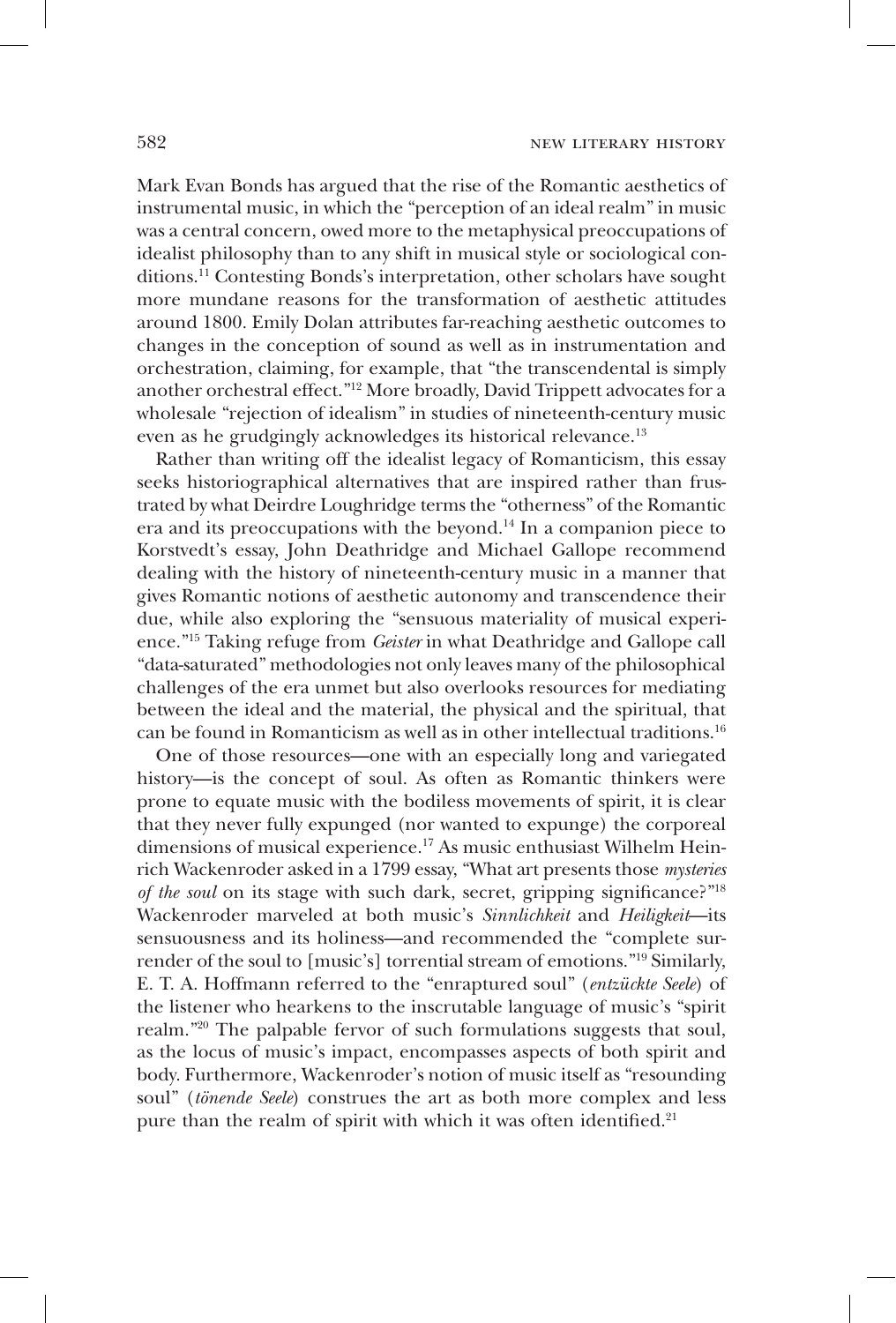Mark Evan Bonds has argued that the rise of the Romantic aesthetics of instrumental music, in which the "perception of an ideal realm" in music was a central concern, owed more to the metaphysical preoccupations of idealist philosophy than to any shift in musical style or sociological conditions.[11] Contesting Bonds's interpretation, other scholars have sought more mundane reasons for the transformation of aesthetic attitudes around 1800. Emily Dolan attributes far-reaching aesthetic outcomes to changes in the conception of sound as well as in instrumentation and orchestration, claiming, for example, that "the transcendental is simply another orchestral effect."[12] More broadly, David Trippett advocates for a wholesale "rejection of idealism" in studies of nineteenth-century music even as he grudgingly acknowledges its historical relevance.[13]

Rather than writing off the idealist legacy of Romanticism, this essay seeks historiographical alternatives that are inspired rather than frustrated by what Deirdre Loughridge terms the "otherness" of the Romantic era and its preoccupations with the beyond.[14] In a companion piece to Korstvedt's essay, John Deathridge and Michael Gallope recommend dealing with the history of nineteenth-century music in a manner that gives Romantic notions of aesthetic autonomy and transcendence their due, while also exploring the "sensuous materiality of musical experience."[15] Taking refuge from *Geister* in what Deathridge and Gallope call "data-saturated" methodologies not only leaves many of the philosophical challenges of the era unmet but also overlooks resources for mediating between the ideal and the material, the physical and the spiritual, that can be found in Romanticism as well as in other intellectual traditions.[16]

One of those resources—one with an especially long and variegated history—is the concept of soul. As often as Romantic thinkers were prone to equate music with the bodiless movements of spirit, it is clear that they never fully expunged (nor wanted to expunge) the corporeal dimensions of musical experience.[17] As music enthusiast Wilhelm Heinrich Wackenroder asked in a 1799 essay, "What art presents those *mysteries of the soul* on its stage with such dark, secret, gripping significance?"[18] Wackenroder marveled at both music's *Sinnlichkeit* and *Heiligkeit*—its sensuousness and its holiness—and recommended the "complete surrender of the soul to [music's] torrential stream of emotions."[19] Similarly, E. T. A. Hoffmann referred to the "enraptured soul" (*entzückte Seele*) of the listener who hearkens to the inscrutable language of music's "spirit realm."[20] The palpable fervor of such formulations suggests that soul, as the locus of music's impact, encompasses aspects of both spirit and body. Furthermore, Wackenroder's notion of music itself as "resounding soul" (*tönende Seele*) construes the art as both more complex and less pure than the realm of spirit with which it was often identified.[21]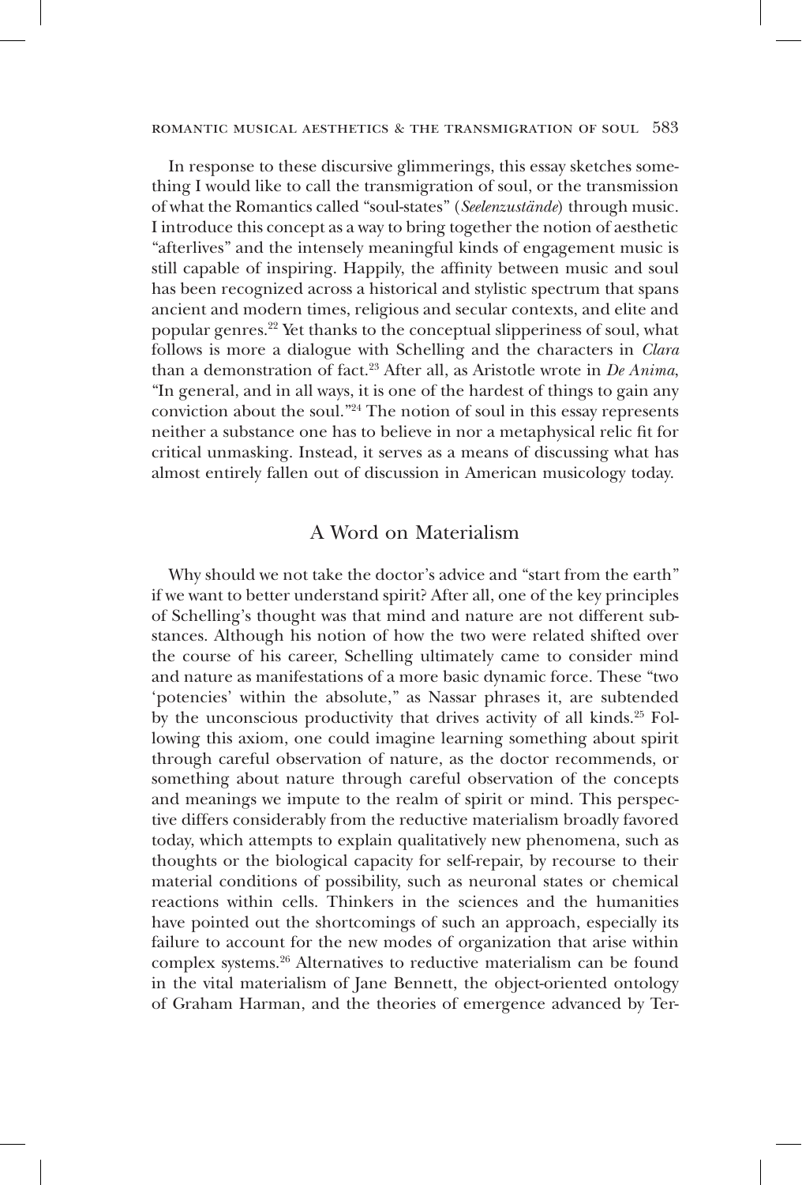In response to these discursive glimmerings, this essay sketches something I would like to call the transmigration of soul, or the transmission of what the Romantics called "soul-states" (*Seelenzustände*) through music. I introduce this concept as a way to bring together the notion of aesthetic "afterlives" and the intensely meaningful kinds of engagement music is still capable of inspiring. Happily, the affinity between music and soul has been recognized across a historical and stylistic spectrum that spans ancient and modern times, religious and secular contexts, and elite and popular genres.[22] Yet thanks to the conceptual slipperiness of soul, what follows is more a dialogue with Schelling and the characters in *Clara* than a demonstration of fact.[23] After all, as Aristotle wrote in *De Anima*, "In general, and in all ways, it is one of the hardest of things to gain any conviction about the soul."[24] The notion of soul in this essay represents neither a substance one has to believe in nor a metaphysical relic fit for critical unmasking. Instead, it serves as a means of discussing what has almost entirely fallen out of discussion in American musicology today.

## A Word on Materialism

Why should we not take the doctor's advice and "start from the earth" if we want to better understand spirit? After all, one of the key principles of Schelling's thought was that mind and nature are not different substances. Although his notion of how the two were related shifted over the course of his career, Schelling ultimately came to consider mind and nature as manifestations of a more basic dynamic force. These "two 'potencies' within the absolute," as Nassar phrases it, are subtended by the unconscious productivity that drives activity of all kinds.[25] Following this axiom, one could imagine learning something about spirit through careful observation of nature, as the doctor recommends, or something about nature through careful observation of the concepts and meanings we impute to the realm of spirit or mind. This perspective differs considerably from the reductive materialism broadly favored today, which attempts to explain qualitatively new phenomena, such as thoughts or the biological capacity for self-repair, by recourse to their material conditions of possibility, such as neuronal states or chemical reactions within cells. Thinkers in the sciences and the humanities have pointed out the shortcomings of such an approach, especially its failure to account for the new modes of organization that arise within complex systems.[26] Alternatives to reductive materialism can be found in the vital materialism of Jane Bennett, the object-oriented ontology of Graham Harman, and the theories of emergence advanced by Ter-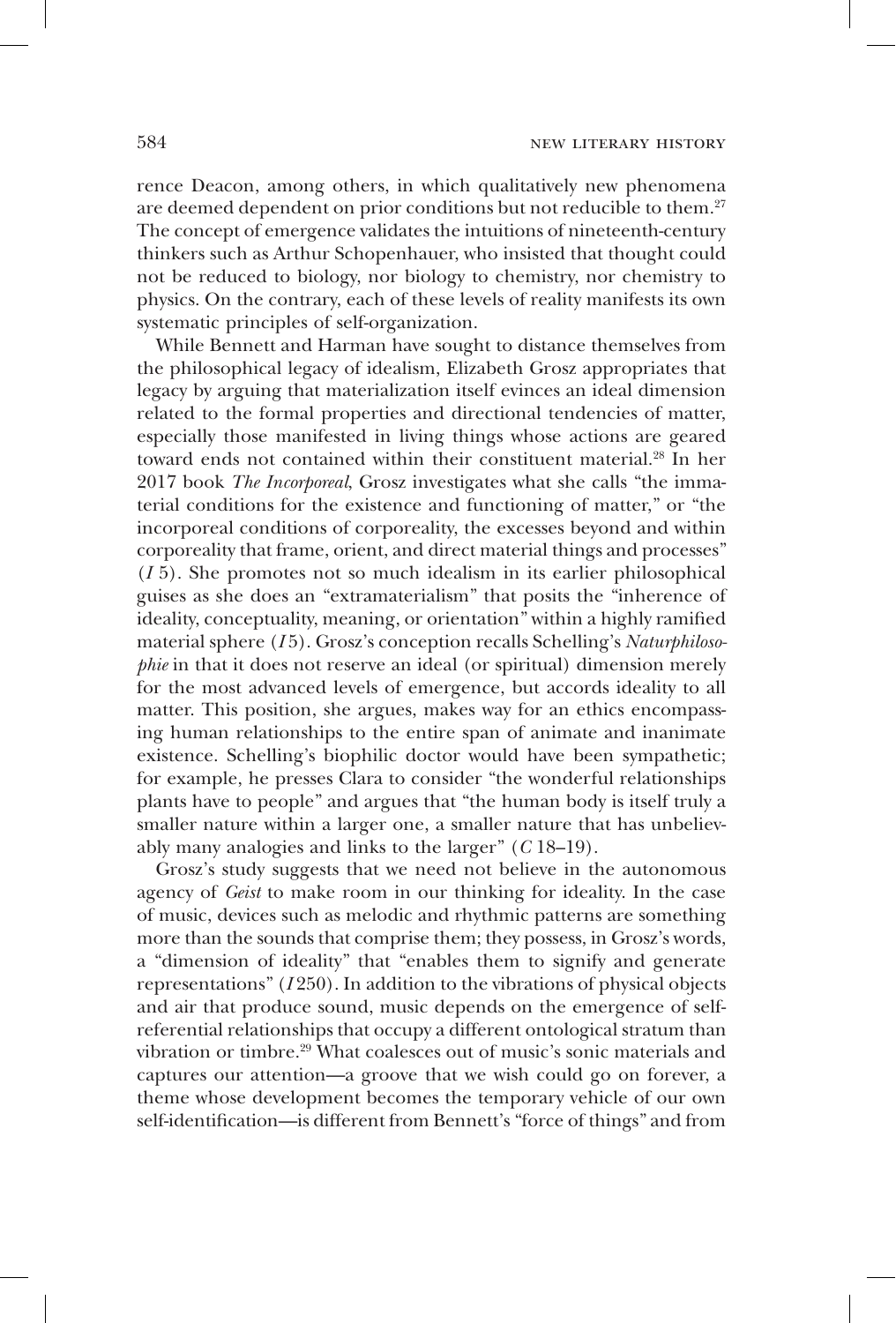rence Deacon, among others, in which qualitatively new phenomena are deemed dependent on prior conditions but not reducible to them.[27] The concept of emergence validates the intuitions of nineteenth-century thinkers such as Arthur Schopenhauer, who insisted that thought could not be reduced to biology, nor biology to chemistry, nor chemistry to physics. On the contrary, each of these levels of reality manifests its own systematic principles of self-organization.

While Bennett and Harman have sought to distance themselves from the philosophical legacy of idealism, Elizabeth Grosz appropriates that legacy by arguing that materialization itself evinces an ideal dimension related to the formal properties and directional tendencies of matter, especially those manifested in living things whose actions are geared toward ends not contained within their constituent material.[28] In her 2017 book *The Incorporeal*, Grosz investigates what she calls "the immaterial conditions for the existence and functioning of matter," or "the incorporeal conditions of corporeality, the excesses beyond and within corporeality that frame, orient, and direct material things and processes" (*I* 5). She promotes not so much idealism in its earlier philosophical guises as she does an "extramaterialism" that posits the "inherence of ideality, conceptuality, meaning, or orientation" within a highly ramified material sphere (*I* 5). Grosz's conception recalls Schelling's *Naturphilosophie* in that it does not reserve an ideal (or spiritual) dimension merely for the most advanced levels of emergence, but accords ideality to all matter. This position, she argues, makes way for an ethics encompassing human relationships to the entire span of animate and inanimate existence. Schelling's biophilic doctor would have been sympathetic; for example, he presses Clara to consider "the wonderful relationships plants have to people" and argues that "the human body is itself truly a smaller nature within a larger one, a smaller nature that has unbelievably many analogies and links to the larger" (*C* 18–19).

Grosz's study suggests that we need not believe in the autonomous agency of *Geist* to make room in our thinking for ideality. In the case of music, devices such as melodic and rhythmic patterns are something more than the sounds that comprise them; they possess, in Grosz's words, a "dimension of ideality" that "enables them to signify and generate representations" (*I* 250). In addition to the vibrations of physical objects and air that produce sound, music depends on the emergence of self-referential relationships that occupy a different ontological stratum than vibration or timbre.[29] What coalesces out of music's sonic materials and captures our attention—a groove that we wish could go on forever, a theme whose development becomes the temporary vehicle of our own self-identification—is different from Bennett's "force of things" and from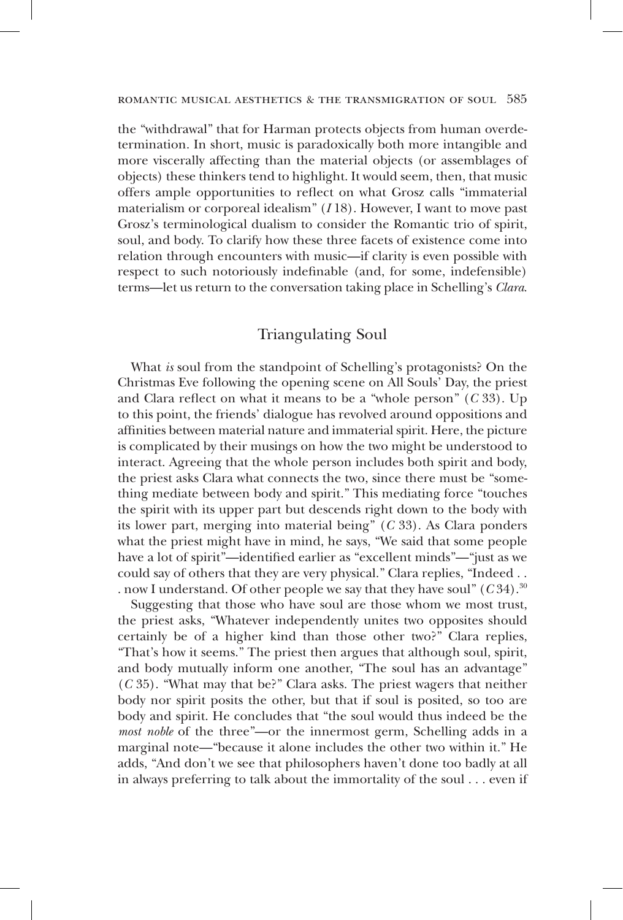the "withdrawal" that for Harman protects objects from human overdetermination. In short, music is paradoxically both more intangible and more viscerally affecting than the material objects (or assemblages of objects) these thinkers tend to highlight. It would seem, then, that music offers ample opportunities to reflect on what Grosz calls "immaterial materialism or corporeal idealism" (*I* 18). However, I want to move past Grosz's terminological dualism to consider the Romantic trio of spirit, soul, and body. To clarify how these three facets of existence come into relation through encounters with music—if clarity is even possible with respect to such notoriously indefinable (and, for some, indefensible) terms—let us return to the conversation taking place in Schelling's *Clara*.

## Triangulating Soul

What *is* soul from the standpoint of Schelling's protagonists? On the Christmas Eve following the opening scene on All Souls' Day, the priest and Clara reflect on what it means to be a "whole person" (*C* 33). Up to this point, the friends' dialogue has revolved around oppositions and affinities between material nature and immaterial spirit. Here, the picture is complicated by their musings on how the two might be understood to interact. Agreeing that the whole person includes both spirit and body, the priest asks Clara what connects the two, since there must be "something mediate between body and spirit." This mediating force "touches the spirit with its upper part but descends right down to the body with its lower part, merging into material being" (*C* 33). As Clara ponders what the priest might have in mind, he says, "We said that some people have a lot of spirit"—identified earlier as "excellent minds"—"just as we could say of others that they are very physical." Clara replies, "Indeed . . . now I understand. Of other people we say that they have soul" (*C* 34).[30]

Suggesting that those who have soul are those whom we most trust, the priest asks, "Whatever independently unites two opposites should certainly be of a higher kind than those other two?" Clara replies, "That's how it seems." The priest then argues that although soul, spirit, and body mutually inform one another, "The soul has an advantage" (*C* 35). "What may that be?" Clara asks. The priest wagers that neither body nor spirit posits the other, but that if soul is posited, so too are body and spirit. He concludes that "the soul would thus indeed be the *most noble* of the three"—or the innermost germ, Schelling adds in a marginal note—"because it alone includes the other two within it." He adds, "And don't we see that philosophers haven't done too badly at all in always preferring to talk about the immortality of the soul . . . even if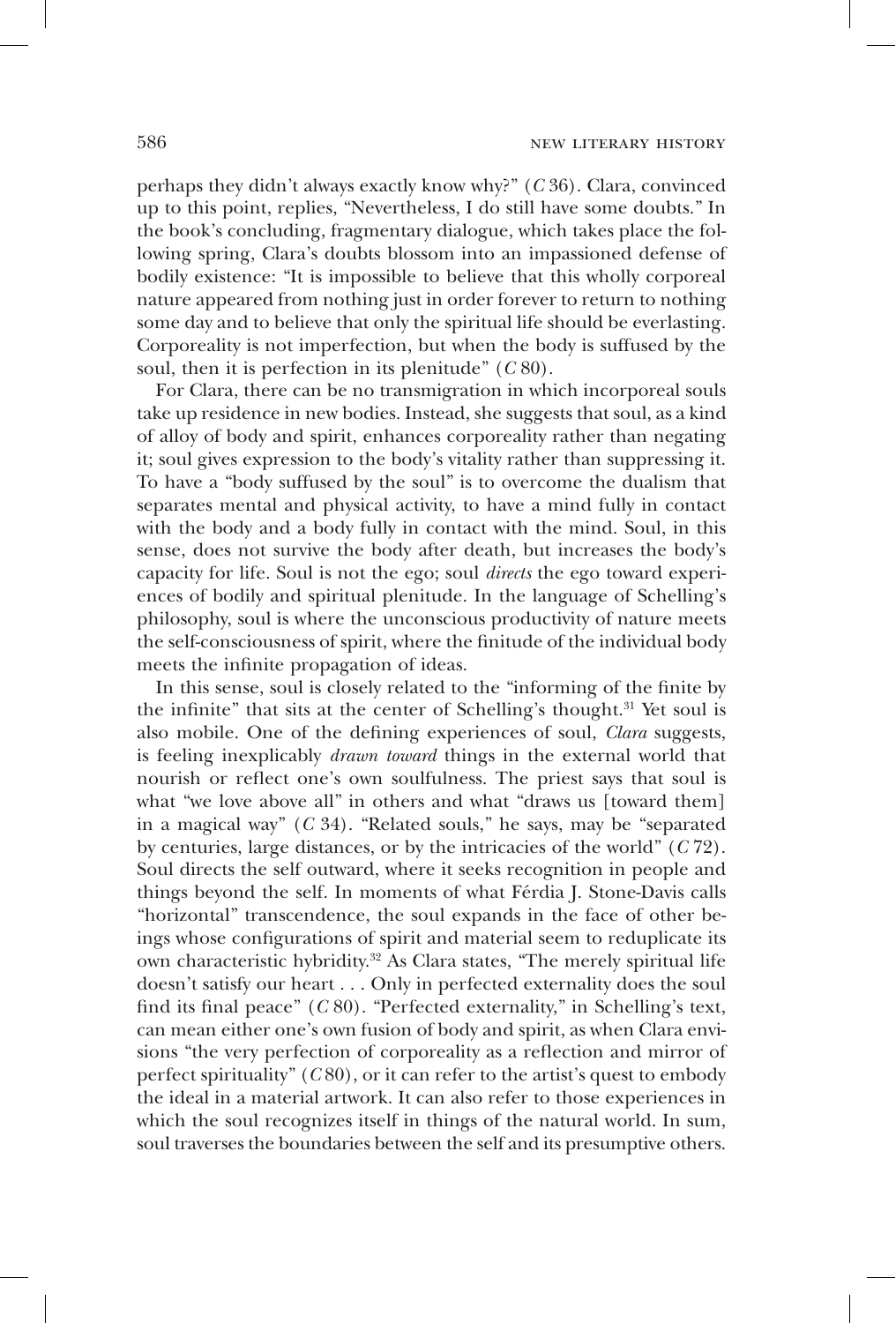perhaps they didn't always exactly know why?" (*C* 36). Clara, convinced up to this point, replies, "Nevertheless, I do still have some doubts." In the book's concluding, fragmentary dialogue, which takes place the following spring, Clara's doubts blossom into an impassioned defense of bodily existence: "It is impossible to believe that this wholly corporeal nature appeared from nothing just in order forever to return to nothing some day and to believe that only the spiritual life should be everlasting. Corporeality is not imperfection, but when the body is suffused by the soul, then it is perfection in its plenitude" (*C* 80).

For Clara, there can be no transmigration in which incorporeal souls take up residence in new bodies. Instead, she suggests that soul, as a kind of alloy of body and spirit, enhances corporeality rather than negating it; soul gives expression to the body's vitality rather than suppressing it. To have a "body suffused by the soul" is to overcome the dualism that separates mental and physical activity, to have a mind fully in contact with the body and a body fully in contact with the mind. Soul, in this sense, does not survive the body after death, but increases the body's capacity for life. Soul is not the ego; soul *directs* the ego toward experiences of bodily and spiritual plenitude. In the language of Schelling's philosophy, soul is where the unconscious productivity of nature meets the self-consciousness of spirit, where the finitude of the individual body meets the infinite propagation of ideas.

In this sense, soul is closely related to the "informing of the finite by the infinite" that sits at the center of Schelling's thought.[31] Yet soul is also mobile. One of the defining experiences of soul, *Clara* suggests, is feeling inexplicably *drawn toward* things in the external world that nourish or reflect one's own soulfulness. The priest says that soul is what "we love above all" in others and what "draws us [toward them] in a magical way" (*C* 34). "Related souls," he says, may be "separated by centuries, large distances, or by the intricacies of the world" (*C* 72). Soul directs the self outward, where it seeks recognition in people and things beyond the self. In moments of what Férdia J. Stone-Davis calls "horizontal" transcendence, the soul expands in the face of other beings whose configurations of spirit and material seem to reduplicate its own characteristic hybridity.[32] As Clara states, "The merely spiritual life doesn't satisfy our heart . . . Only in perfected externality does the soul find its final peace" (*C* 80). "Perfected externality," in Schelling's text, can mean either one's own fusion of body and spirit, as when Clara envisions "the very perfection of corporeality as a reflection and mirror of perfect spirituality" (*C* 80), or it can refer to the artist's quest to embody the ideal in a material artwork. It can also refer to those experiences in which the soul recognizes itself in things of the natural world. In sum, soul traverses the boundaries between the self and its presumptive others.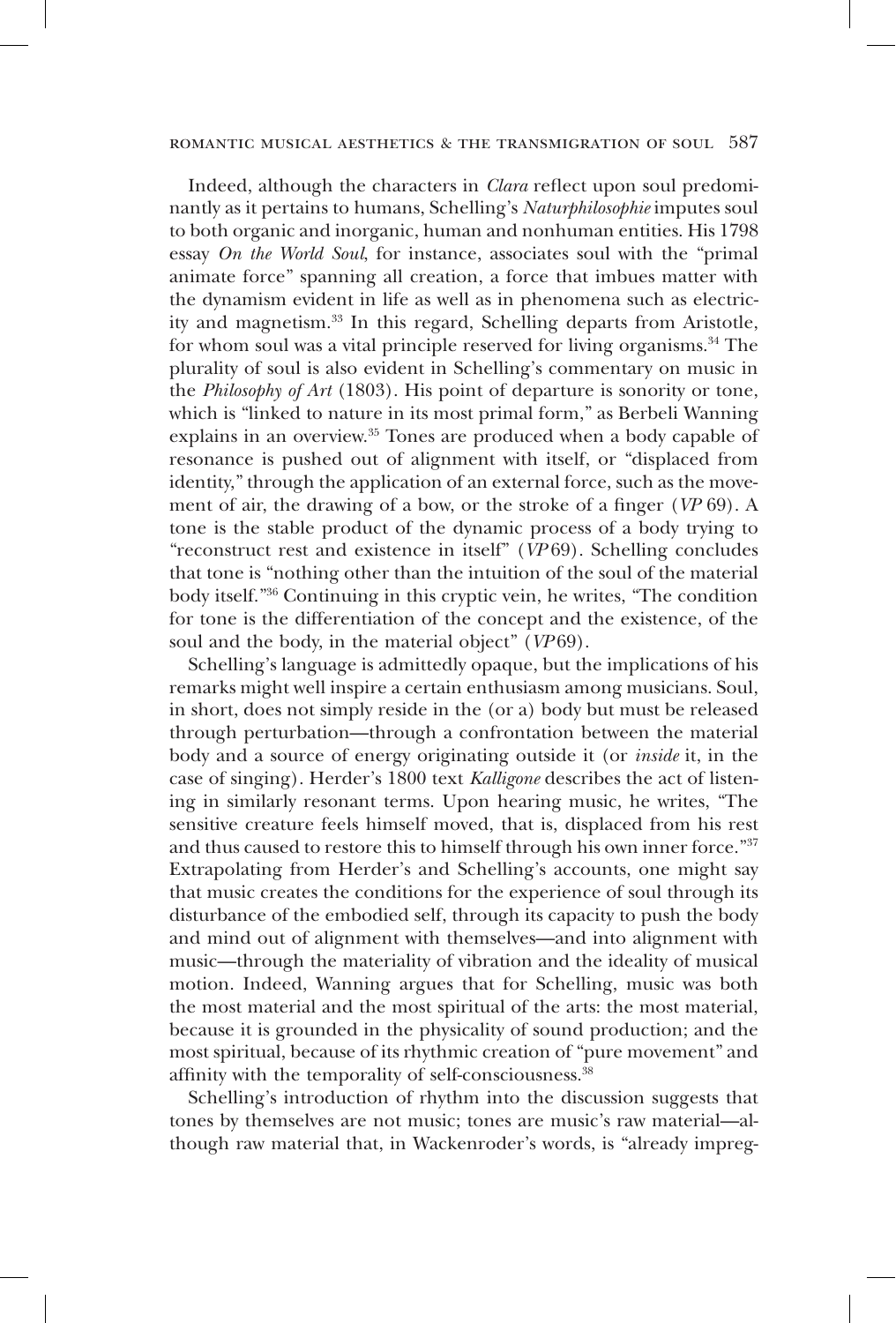Indeed, although the characters in *Clara* reflect upon soul predominantly as it pertains to humans, Schelling's *Naturphilosophie* imputes soul to both organic and inorganic, human and nonhuman entities. His 1798 essay *On the World Soul*, for instance, associates soul with the "primal animate force" spanning all creation, a force that imbues matter with the dynamism evident in life as well as in phenomena such as electricity and magnetism.[33] In this regard, Schelling departs from Aristotle, for whom soul was a vital principle reserved for living organisms.[34] The plurality of soul is also evident in Schelling's commentary on music in the *Philosophy of Art* (1803). His point of departure is sonority or tone, which is "linked to nature in its most primal form," as Berbeli Wanning explains in an overview.[35] Tones are produced when a body capable of resonance is pushed out of alignment with itself, or "displaced from identity," through the application of an external force, such as the movement of air, the drawing of a bow, or the stroke of a finger (*VP* 69). A tone is the stable product of the dynamic process of a body trying to "reconstruct rest and existence in itself" (*VP* 69). Schelling concludes that tone is "nothing other than the intuition of the soul of the material body itself."[36] Continuing in this cryptic vein, he writes, "The condition for tone is the differentiation of the concept and the existence, of the soul and the body, in the material object" (*VP* 69).

Schelling's language is admittedly opaque, but the implications of his remarks might well inspire a certain enthusiasm among musicians. Soul, in short, does not simply reside in the (or a) body but must be released through perturbation—through a confrontation between the material body and a source of energy originating outside it (or *inside* it, in the case of singing). Herder's 1800 text *Kalligone* describes the act of listening in similarly resonant terms. Upon hearing music, he writes, "The sensitive creature feels himself moved, that is, displaced from his rest and thus caused to restore this to himself through his own inner force."[37] Extrapolating from Herder's and Schelling's accounts, one might say that music creates the conditions for the experience of soul through its disturbance of the embodied self, through its capacity to push the body and mind out of alignment with themselves—and into alignment with music—through the materiality of vibration and the ideality of musical motion. Indeed, Wanning argues that for Schelling, music was both the most material and the most spiritual of the arts: the most material, because it is grounded in the physicality of sound production; and the most spiritual, because of its rhythmic creation of "pure movement" and affinity with the temporality of self-consciousness.[38]

Schelling's introduction of rhythm into the discussion suggests that tones by themselves are not music; tones are music's raw material—although raw material that, in Wackenroder's words, is "already impreg-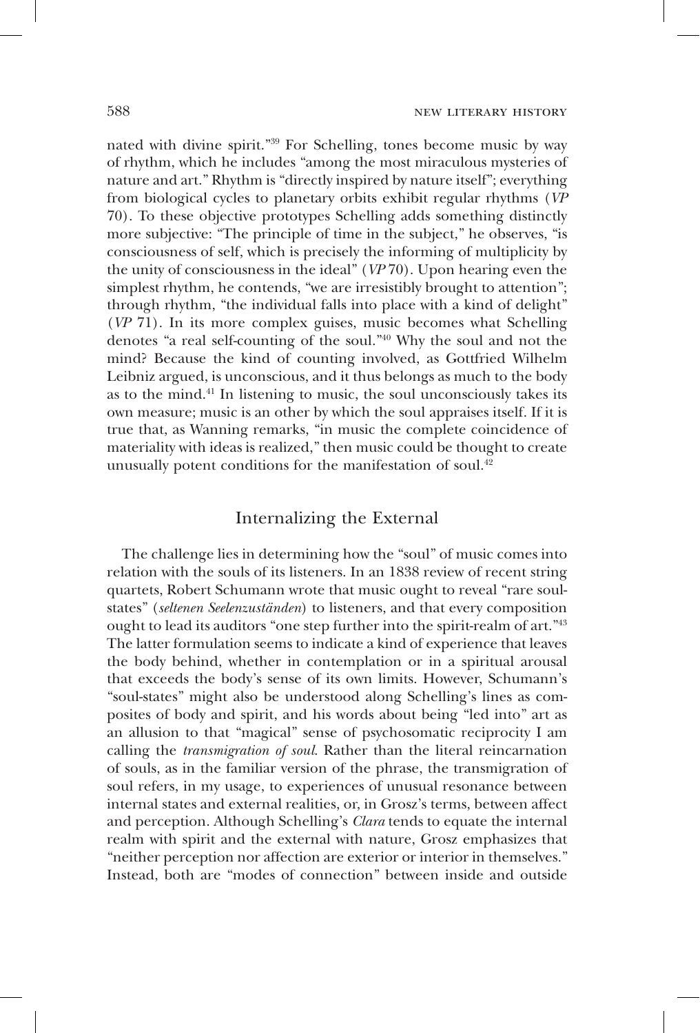nated with divine spirit."[39] For Schelling, tones become music by way of rhythm, which he includes "among the most miraculous mysteries of nature and art." Rhythm is "directly inspired by nature itself"; everything from biological cycles to planetary orbits exhibit regular rhythms (*VP* 70). To these objective prototypes Schelling adds something distinctly more subjective: "The principle of time in the subject," he observes, "is consciousness of self, which is precisely the informing of multiplicity by the unity of consciousness in the ideal" (*VP* 70). Upon hearing even the simplest rhythm, he contends, "we are irresistibly brought to attention"; through rhythm, "the individual falls into place with a kind of delight" (*VP* 71). In its more complex guises, music becomes what Schelling denotes "a real self-counting of the soul."[40] Why the soul and not the mind? Because the kind of counting involved, as Gottfried Wilhelm Leibniz argued, is unconscious, and it thus belongs as much to the body as to the mind.[41] In listening to music, the soul unconsciously takes its own measure; music is an other by which the soul appraises itself. If it is true that, as Wanning remarks, "in music the complete coincidence of materiality with ideas is realized," then music could be thought to create unusually potent conditions for the manifestation of soul.[42]

## Internalizing the External

The challenge lies in determining how the "soul" of music comes into relation with the souls of its listeners. In an 1838 review of recent string quartets, Robert Schumann wrote that music ought to reveal "rare soul-states" (*seltenen Seelenzuständen*) to listeners, and that every composition ought to lead its auditors "one step further into the spirit-realm of art."[43] The latter formulation seems to indicate a kind of experience that leaves the body behind, whether in contemplation or in a spiritual arousal that exceeds the body's sense of its own limits. However, Schumann's "soul-states" might also be understood along Schelling's lines as composites of body and spirit, and his words about being "led into" art as an allusion to that "magical" sense of psychosomatic reciprocity I am calling the *transmigration of soul*. Rather than the literal reincarnation of souls, as in the familiar version of the phrase, the transmigration of soul refers, in my usage, to experiences of unusual resonance between internal states and external realities, or, in Grosz's terms, between affect and perception. Although Schelling's *Clara* tends to equate the internal realm with spirit and the external with nature, Grosz emphasizes that "neither perception nor affection are exterior or interior in themselves." Instead, both are "modes of connection" between inside and outside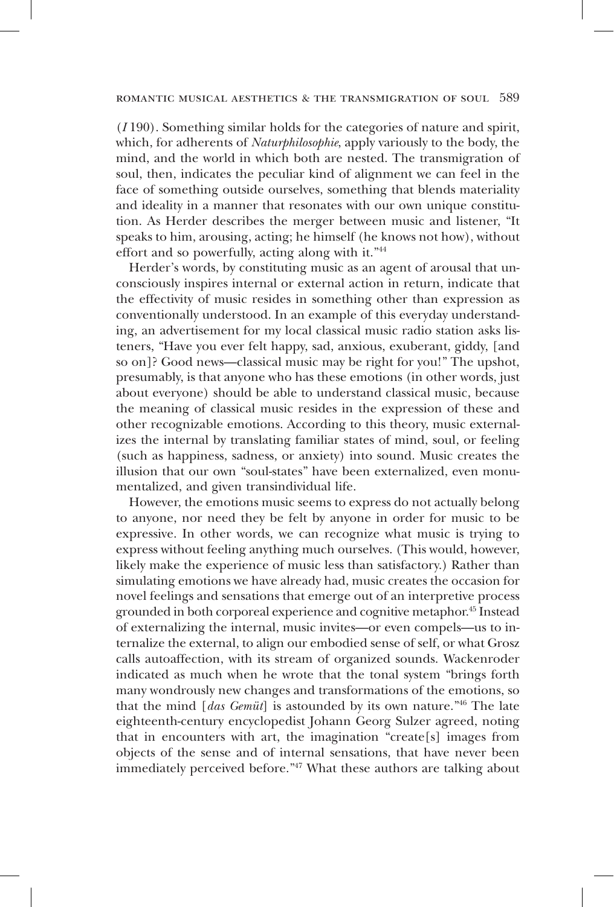(*I* 190). Something similar holds for the categories of nature and spirit, which, for adherents of *Naturphilosophie*, apply variously to the body, the mind, and the world in which both are nested. The transmigration of soul, then, indicates the peculiar kind of alignment we can feel in the face of something outside ourselves, something that blends materiality and ideality in a manner that resonates with our own unique constitution. As Herder describes the merger between music and listener, "It speaks to him, arousing, acting; he himself (he knows not how), without effort and so powerfully, acting along with it."[44]

Herder's words, by constituting music as an agent of arousal that unconsciously inspires internal or external action in return, indicate that the effectivity of music resides in something other than expression as conventionally understood. In an example of this everyday understanding, an advertisement for my local classical music radio station asks listeners, "Have you ever felt happy, sad, anxious, exuberant, giddy, [and so on]? Good news—classical music may be right for you!" The upshot, presumably, is that anyone who has these emotions (in other words, just about everyone) should be able to understand classical music, because the meaning of classical music resides in the expression of these and other recognizable emotions. According to this theory, music externalizes the internal by translating familiar states of mind, soul, or feeling (such as happiness, sadness, or anxiety) into sound. Music creates the illusion that our own "soul-states" have been externalized, even monumentalized, and given transindividual life.

However, the emotions music seems to express do not actually belong to anyone, nor need they be felt by anyone in order for music to be expressive. In other words, we can recognize what music is trying to express without feeling anything much ourselves. (This would, however, likely make the experience of music less than satisfactory.) Rather than simulating emotions we have already had, music creates the occasion for novel feelings and sensations that emerge out of an interpretive process grounded in both corporeal experience and cognitive metaphor.[45] Instead of externalizing the internal, music invites—or even compels—us to internalize the external, to align our embodied sense of self, or what Grosz calls autoaffection, with its stream of organized sounds. Wackenroder indicated as much when he wrote that the tonal system "brings forth many wondrously new changes and transformations of the emotions, so that the mind [*das Gemüt*] is astounded by its own nature."[46] The late eighteenth-century encyclopedist Johann Georg Sulzer agreed, noting that in encounters with art, the imagination "create[s] images from objects of the sense and of internal sensations, that have never been immediately perceived before."[47] What these authors are talking about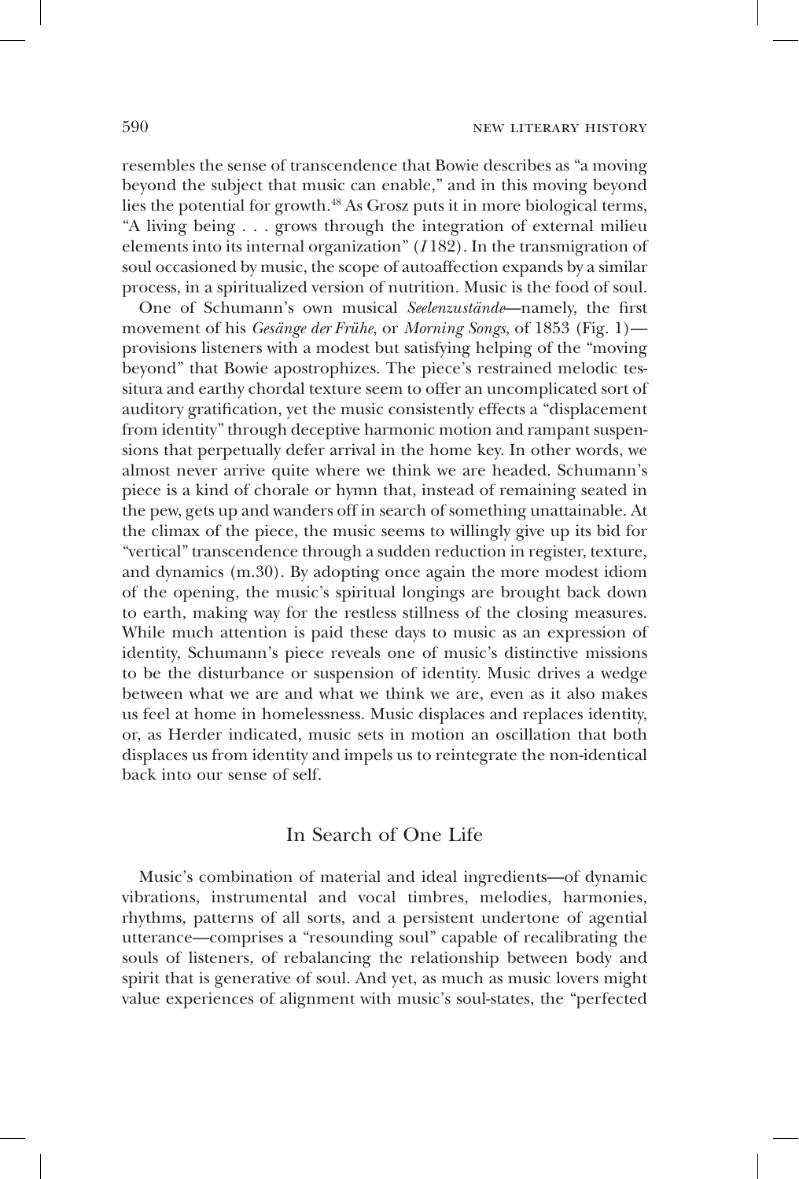resembles the sense of transcendence that Bowie describes as "a moving beyond the subject that music can enable," and in this moving beyond lies the potential for growth.[48] As Grosz puts it in more biological terms, "A living being . . . grows through the integration of external milieu elements into its internal organization" (*I* 182). In the transmigration of soul occasioned by music, the scope of autoaffection expands by a similar process, in a spiritualized version of nutrition. Music is the food of soul.

One of Schumann's own musical *Seelenzustände*—namely, the first movement of his *Gesänge der Frühe*, or *Morning Songs*, of 1853 (Fig. 1)—provisions listeners with a modest but satisfying helping of the "moving beyond" that Bowie apostrophizes. The piece's restrained melodic tessitura and earthy chordal texture seem to offer an uncomplicated sort of auditory gratification, yet the music consistently effects a "displacement from identity" through deceptive harmonic motion and rampant suspensions that perpetually defer arrival in the home key. In other words, we almost never arrive quite where we think we are headed. Schumann's piece is a kind of chorale or hymn that, instead of remaining seated in the pew, gets up and wanders off in search of something unattainable. At the climax of the piece, the music seems to willingly give up its bid for "vertical" transcendence through a sudden reduction in register, texture, and dynamics (m.30). By adopting once again the more modest idiom of the opening, the music's spiritual longings are brought back down to earth, making way for the restless stillness of the closing measures. While much attention is paid these days to music as an expression of identity, Schumann's piece reveals one of music's distinctive missions to be the disturbance or suspension of identity. Music drives a wedge between what we are and what we think we are, even as it also makes us feel at home in homelessness. Music displaces and replaces identity, or, as Herder indicated, music sets in motion an oscillation that both displaces us from identity and impels us to reintegrate the non-identical back into our sense of self.

## In Search of One Life

Music's combination of material and ideal ingredients—of dynamic vibrations, instrumental and vocal timbres, melodies, harmonies, rhythms, patterns of all sorts, and a persistent undertone of agential utterance—comprises a "resounding soul" capable of recalibrating the souls of listeners, of rebalancing the relationship between body and spirit that is generative of soul. And yet, as much as music lovers might value experiences of alignment with music's soul-states, the "perfected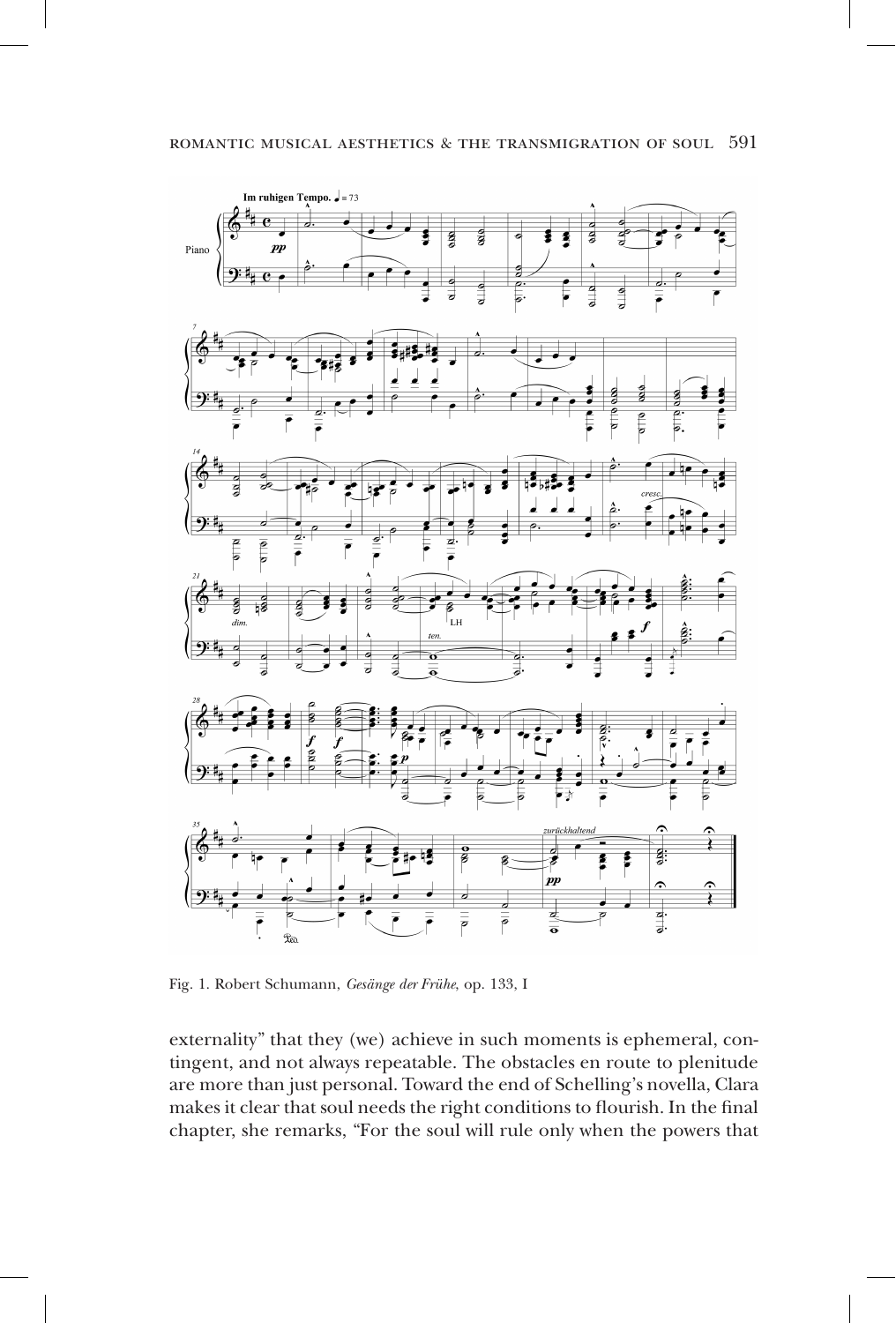Fig. 1. Robert Schumann, *Gesänge der Frühe*, op. 133, I

externality" that they (we) achieve in such moments is ephemeral, contingent, and not always repeatable. The obstacles en route to plenitude are more than just personal. Toward the end of Schelling's novella, Clara makes it clear that soul needs the right conditions to flourish. In the final chapter, she remarks, "For the soul will rule only when the powers that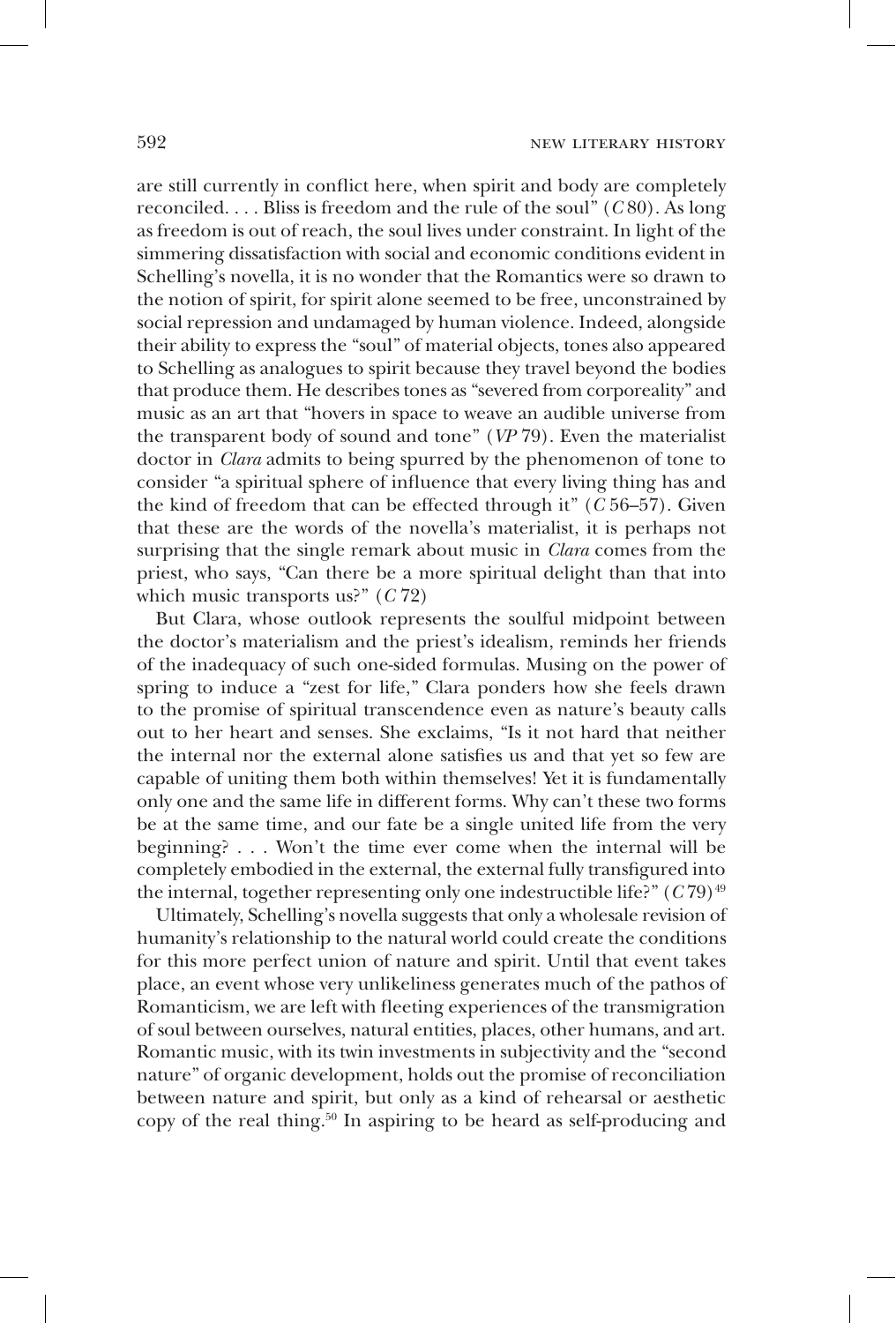are still currently in conflict here, when spirit and body are completely reconciled. . . . Bliss is freedom and the rule of the soul" (*C* 80). As long as freedom is out of reach, the soul lives under constraint. In light of the simmering dissatisfaction with social and economic conditions evident in Schelling's novella, it is no wonder that the Romantics were so drawn to the notion of spirit, for spirit alone seemed to be free, unconstrained by social repression and undamaged by human violence. Indeed, alongside their ability to express the "soul" of material objects, tones also appeared to Schelling as analogues to spirit because they travel beyond the bodies that produce them. He describes tones as "severed from corporeality" and music as an art that "hovers in space to weave an audible universe from the transparent body of sound and tone" (*VP* 79). Even the materialist doctor in *Clara* admits to being spurred by the phenomenon of tone to consider "a spiritual sphere of influence that every living thing has and the kind of freedom that can be effected through it" (*C* 56–57). Given that these are the words of the novella's materialist, it is perhaps not surprising that the single remark about music in *Clara* comes from the priest, who says, "Can there be a more spiritual delight than that into which music transports us?" (*C* 72)

But Clara, whose outlook represents the soulful midpoint between the doctor's materialism and the priest's idealism, reminds her friends of the inadequacy of such one-sided formulas. Musing on the power of spring to induce a "zest for life," Clara ponders how she feels drawn to the promise of spiritual transcendence even as nature's beauty calls out to her heart and senses. She exclaims, "Is it not hard that neither the internal nor the external alone satisfies us and that yet so few are capable of uniting them both within themselves! Yet it is fundamentally only one and the same life in different forms. Why can't these two forms be at the same time, and our fate be a single united life from the very beginning? . . . Won't the time ever come when the internal will be completely embodied in the external, the external fully transfigured into the internal, together representing only one indestructible life?" (*C* 79)[49]

Ultimately, Schelling's novella suggests that only a wholesale revision of humanity's relationship to the natural world could create the conditions for this more perfect union of nature and spirit. Until that event takes place, an event whose very unlikeliness generates much of the pathos of Romanticism, we are left with fleeting experiences of the transmigration of soul between ourselves, natural entities, places, other humans, and art. Romantic music, with its twin investments in subjectivity and the "second nature" of organic development, holds out the promise of reconciliation between nature and spirit, but only as a kind of rehearsal or aesthetic copy of the real thing.[50] In aspiring to be heard as self-producing and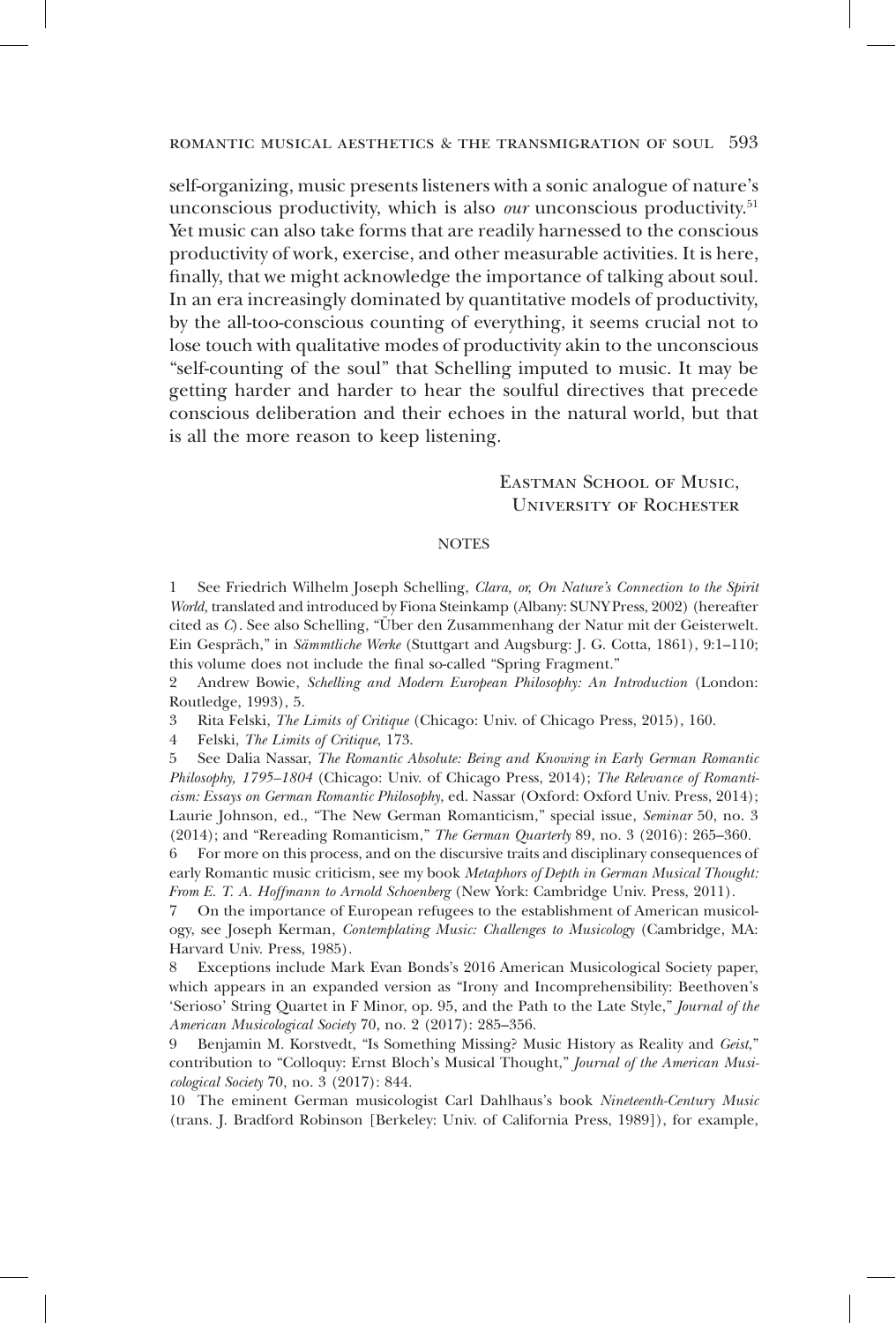self-organizing, music presents listeners with a sonic analogue of nature's unconscious productivity, which is also *our* unconscious productivity.[51] Yet music can also take forms that are readily harnessed to the conscious productivity of work, exercise, and other measurable activities. It is here, finally, that we might acknowledge the importance of talking about soul. In an era increasingly dominated by quantitative models of productivity, by the all-too-conscious counting of everything, it seems crucial not to lose touch with qualitative modes of productivity akin to the unconscious "self-counting of the soul" that Schelling imputed to music. It may be getting harder and harder to hear the soulful directives that precede conscious deliberation and their echoes in the natural world, but that is all the more reason to keep listening.

Eastman School of Music,
University of Rochester

## NOTES

1 See Friedrich Wilhelm Joseph Schelling, *Clara, or, On Nature's Connection to the Spirit World,* translated and introduced by Fiona Steinkamp (Albany: SUNY Press, 2002) (hereafter cited as *C*). See also Schelling, "Über den Zusammenhang der Natur mit der Geisterwelt. Ein Gespräch," in *Sämmtliche Werke* (Stuttgart and Augsburg: J. G. Cotta, 1861), 9:1–110; this volume does not include the final so-called "Spring Fragment."

2 Andrew Bowie, *Schelling and Modern European Philosophy: An Introduction* (London: Routledge, 1993), 5.

3 Rita Felski, *The Limits of Critique* (Chicago: Univ. of Chicago Press, 2015), 160.

4 Felski, *The Limits of Critique*, 173.

5 See Dalia Nassar, *The Romantic Absolute: Being and Knowing in Early German Romantic Philosophy, 1795–1804* (Chicago: Univ. of Chicago Press, 2014); *The Relevance of Romanticism: Essays on German Romantic Philosophy*, ed. Nassar (Oxford: Oxford Univ. Press, 2014); Laurie Johnson, ed., "The New German Romanticism," special issue, *Seminar* 50, no. 3 (2014); and "Rereading Romanticism," *The German Quarterly* 89, no. 3 (2016): 265–360.

6 For more on this process, and on the discursive traits and disciplinary consequences of early Romantic music criticism, see my book *Metaphors of Depth in German Musical Thought: From E. T. A. Hoffmann to Arnold Schoenberg* (New York: Cambridge Univ. Press, 2011).

7 On the importance of European refugees to the establishment of American musicology, see Joseph Kerman, *Contemplating Music: Challenges to Musicology* (Cambridge, MA: Harvard Univ. Press, 1985).

8 Exceptions include Mark Evan Bonds's 2016 American Musicological Society paper, which appears in an expanded version as "Irony and Incomprehensibility: Beethoven's 'Serioso' String Quartet in F Minor, op. 95, and the Path to the Late Style," *Journal of the American Musicological Society* 70, no. 2 (2017): 285–356.

9 Benjamin M. Korstvedt, "Is Something Missing? Music History as Reality and *Geist*," contribution to "Colloquy: Ernst Bloch's Musical Thought," *Journal of the American Musicological Society* 70, no. 3 (2017): 844.

10 The eminent German musicologist Carl Dahlhaus's book *Nineteenth-Century Music* (trans. J. Bradford Robinson [Berkeley: Univ. of California Press, 1989]), for example,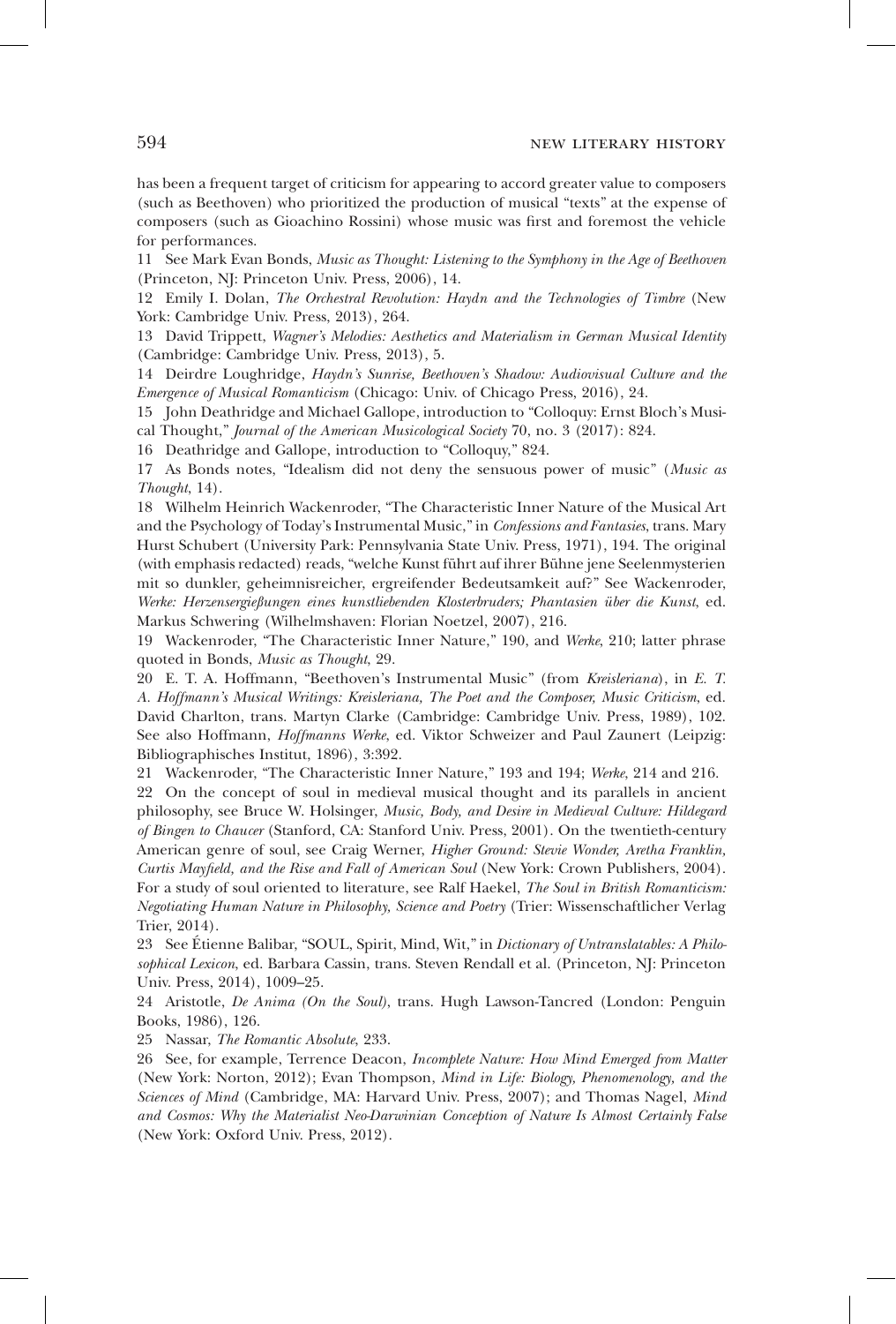has been a frequent target of criticism for appearing to accord greater value to composers (such as Beethoven) who prioritized the production of musical "texts" at the expense of composers (such as Gioachino Rossini) whose music was first and foremost the vehicle for performances.

11 See Mark Evan Bonds, *Music as Thought: Listening to the Symphony in the Age of Beethoven* (Princeton, NJ: Princeton Univ. Press, 2006), 14.

12 Emily I. Dolan, *The Orchestral Revolution: Haydn and the Technologies of Timbre* (New York: Cambridge Univ. Press, 2013), 264.

13 David Trippett, *Wagner's Melodies: Aesthetics and Materialism in German Musical Identity* (Cambridge: Cambridge Univ. Press, 2013), 5.

14 Deirdre Loughridge, *Haydn's Sunrise, Beethoven's Shadow: Audiovisual Culture and the Emergence of Musical Romanticism* (Chicago: Univ. of Chicago Press, 2016), 24.

15 John Deathridge and Michael Gallope, introduction to "Colloquy: Ernst Bloch's Musical Thought," *Journal of the American Musicological Society* 70, no. 3 (2017): 824.

16 Deathridge and Gallope, introduction to "Colloquy," 824.

17 As Bonds notes, "Idealism did not deny the sensuous power of music" (*Music as Thought*, 14).

18 Wilhelm Heinrich Wackenroder, "The Characteristic Inner Nature of the Musical Art and the Psychology of Today's Instrumental Music," in *Confessions and Fantasies*, trans. Mary Hurst Schubert (University Park: Pennsylvania State Univ. Press, 1971), 194. The original (with emphasis redacted) reads, "welche Kunst führt auf ihrer Bühne jene Seelenmysterien mit so dunkler, geheimnisreicher, ergreifender Bedeutsamkeit auf?" See Wackenroder, *Werke: Herzensergießungen eines kunstliebenden Klosterbruders; Phantasien über die Kunst*, ed. Markus Schwering (Wilhelmshaven: Florian Noetzel, 2007), 216.

19 Wackenroder, "The Characteristic Inner Nature," 190, and *Werke*, 210; latter phrase quoted in Bonds, *Music as Thought*, 29.

20 E. T. A. Hoffmann, "Beethoven's Instrumental Music" (from *Kreisleriana*), in *E. T. A. Hoffmann's Musical Writings: Kreisleriana, The Poet and the Composer, Music Criticism*, ed. David Charlton, trans. Martyn Clarke (Cambridge: Cambridge Univ. Press, 1989), 102. See also Hoffmann, *Hoffmanns Werke*, ed. Viktor Schweizer and Paul Zaunert (Leipzig: Bibliographisches Institut, 1896), 3:392.

21 Wackenroder, "The Characteristic Inner Nature," 193 and 194; *Werke*, 214 and 216.

22 On the concept of soul in medieval musical thought and its parallels in ancient philosophy, see Bruce W. Holsinger, *Music, Body, and Desire in Medieval Culture: Hildegard of Bingen to Chaucer* (Stanford, CA: Stanford Univ. Press, 2001). On the twentieth-century American genre of soul, see Craig Werner, *Higher Ground: Stevie Wonder, Aretha Franklin, Curtis Mayfield, and the Rise and Fall of American Soul* (New York: Crown Publishers, 2004). For a study of soul oriented to literature, see Ralf Haekel, *The Soul in British Romanticism: Negotiating Human Nature in Philosophy, Science and Poetry* (Trier: Wissenschaftlicher Verlag Trier, 2014).

23 See Étienne Balibar, "SOUL, Spirit, Mind, Wit," in *Dictionary of Untranslatables: A Philosophical Lexicon*, ed. Barbara Cassin, trans. Steven Rendall et al. (Princeton, NJ: Princeton Univ. Press, 2014), 1009–25.

24 Aristotle, *De Anima (On the Soul)*, trans. Hugh Lawson-Tancred (London: Penguin Books, 1986), 126.

25 Nassar, *The Romantic Absolute*, 233.

26 See, for example, Terrence Deacon, *Incomplete Nature: How Mind Emerged from Matter* (New York: Norton, 2012); Evan Thompson, *Mind in Life: Biology, Phenomenology, and the Sciences of Mind* (Cambridge, MA: Harvard Univ. Press, 2007); and Thomas Nagel, *Mind and Cosmos: Why the Materialist Neo-Darwinian Conception of Nature Is Almost Certainly False* (New York: Oxford Univ. Press, 2012).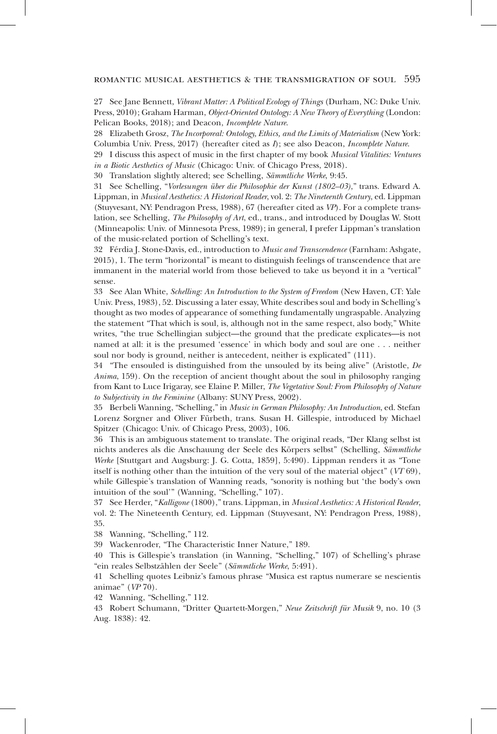27 See Jane Bennett, *Vibrant Matter: A Political Ecology of Things* (Durham, NC: Duke Univ. Press, 2010); Graham Harman, *Object-Oriented Ontology: A New Theory of Everything* (London: Pelican Books, 2018); and Deacon, *Incomplete Nature*.

28 Elizabeth Grosz, *The Incorporeal: Ontology, Ethics, and the Limits of Materialism* (New York: Columbia Univ. Press, 2017) (hereafter cited as *I*); see also Deacon, *Incomplete Nature*.

29 I discuss this aspect of music in the first chapter of my book *Musical Vitalities: Ventures in a Biotic Aesthetics of Music* (Chicago: Univ. of Chicago Press, 2018).

30 Translation slightly altered; see Schelling, *Sämmtliche Werke*, 9:45.

31 See Schelling, "*Vorlesungen über die Philosophie der Kunst (1802–03)*," trans. Edward A. Lippman, in *Musical Aesthetics: A Historical Reader*, vol. 2: *The Nineteenth Century*, ed. Lippman (Stuyvesant, NY: Pendragon Press, 1988), 67 (hereafter cited as *VP*). For a complete translation, see Schelling, *The Philosophy of Art*, ed., trans., and introduced by Douglas W. Stott (Minneapolis: Univ. of Minnesota Press, 1989); in general, I prefer Lippman's translation of the music-related portion of Schelling's text.

32 Férdia J. Stone-Davis, ed., introduction to *Music and Transcendence* (Farnham: Ashgate, 2015), 1. The term "horizontal" is meant to distinguish feelings of transcendence that are immanent in the material world from those believed to take us beyond it in a "vertical" sense.

33 See Alan White, *Schelling: An Introduction to the System of Freedom* (New Haven, CT: Yale Univ. Press, 1983), 52. Discussing a later essay, White describes soul and body in Schelling's thought as two modes of appearance of something fundamentally ungraspable. Analyzing the statement "That which is soul, is, although not in the same respect, also body," White writes, "the true Schellingian subject—the ground that the predicate explicates—is not named at all: it is the presumed 'essence' in which body and soul are one . . . neither soul nor body is ground, neither is antecedent, neither is explicated" (111).

34 "The ensouled is distinguished from the unsouled by its being alive" (Aristotle, *De Anima*, 159). On the reception of ancient thought about the soul in philosophy ranging from Kant to Luce Irigaray, see Elaine P. Miller, *The Vegetative Soul: From Philosophy of Nature to Subjectivity in the Feminine* (Albany: SUNY Press, 2002).

35 Berbeli Wanning, "Schelling," in *Music in German Philosophy: An Introduction*, ed. Stefan Lorenz Sorgner and Oliver Fürbeth, trans. Susan H. Gillespie, introduced by Michael Spitzer (Chicago: Univ. of Chicago Press, 2003), 106.

36 This is an ambiguous statement to translate. The original reads, "Der Klang selbst ist nichts anderes als die Anschauung der Seele des Körpers selbst" (Schelling, *Sämmtliche Werke* [Stuttgart and Augsburg: J. G. Cotta, 1859], 5:490). Lippman renders it as "Tone itself is nothing other than the intuition of the very soul of the material object" (*VT* 69), while Gillespie's translation of Wanning reads, "sonority is nothing but 'the body's own intuition of the soul'" (Wanning, "Schelling," 107).

37 See Herder, "*Kalligone* (1800)," trans. Lippman, in *Musical Aesthetics: A Historical Reader*, vol. 2: The Nineteenth Century, ed. Lippman (Stuyvesant, NY: Pendragon Press, 1988), 35.

38 Wanning, "Schelling," 112.

39 Wackenroder, "The Characteristic Inner Nature," 189.

40 This is Gillespie's translation (in Wanning, "Schelling," 107) of Schelling's phrase "ein reales Selbstzählen der Seele" (*Sämmtliche Werke*, 5:491).

41 Schelling quotes Leibniz's famous phrase "Musica est raptus numerare se nescientis animae" (*VP* 70).

42 Wanning, "Schelling," 112.

43 Robert Schumann, "Dritter Quartett-Morgen," *Neue Zeitschrift für Musik* 9, no. 10 (3 Aug. 1838): 42.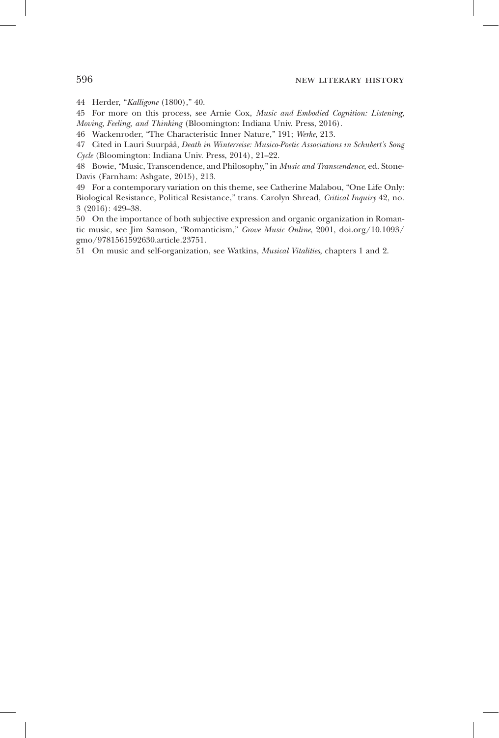44 Herder, "*Kalligone* (1800)," 40.

45 For more on this process, see Arnie Cox, *Music and Embodied Cognition: Listening, Moving, Feeling, and Thinking* (Bloomington: Indiana Univ. Press, 2016).

46 Wackenroder, "The Characteristic Inner Nature," 191; *Werke*, 213.

47 Cited in Lauri Suurpää, *Death in Winterreise: Musico-Poetic Associations in Schubert's Song Cycle* (Bloomington: Indiana Univ. Press, 2014), 21–22.

48 Bowie, "Music, Transcendence, and Philosophy," in *Music and Transcendence*, ed. Stone-Davis (Farnham: Ashgate, 2015), 213.

49 For a contemporary variation on this theme, see Catherine Malabou, "One Life Only: Biological Resistance, Political Resistance," trans. Carolyn Shread, *Critical Inquiry* 42, no. 3 (2016): 429–38.

50 On the importance of both subjective expression and organic organization in Romantic music, see Jim Samson, "Romanticism," *Grove Music Online*, 2001, doi.org/10.1093/gmo/9781561592630.article.23751.

51 On music and self-organization, see Watkins, *Musical Vitalities*, chapters 1 and 2.